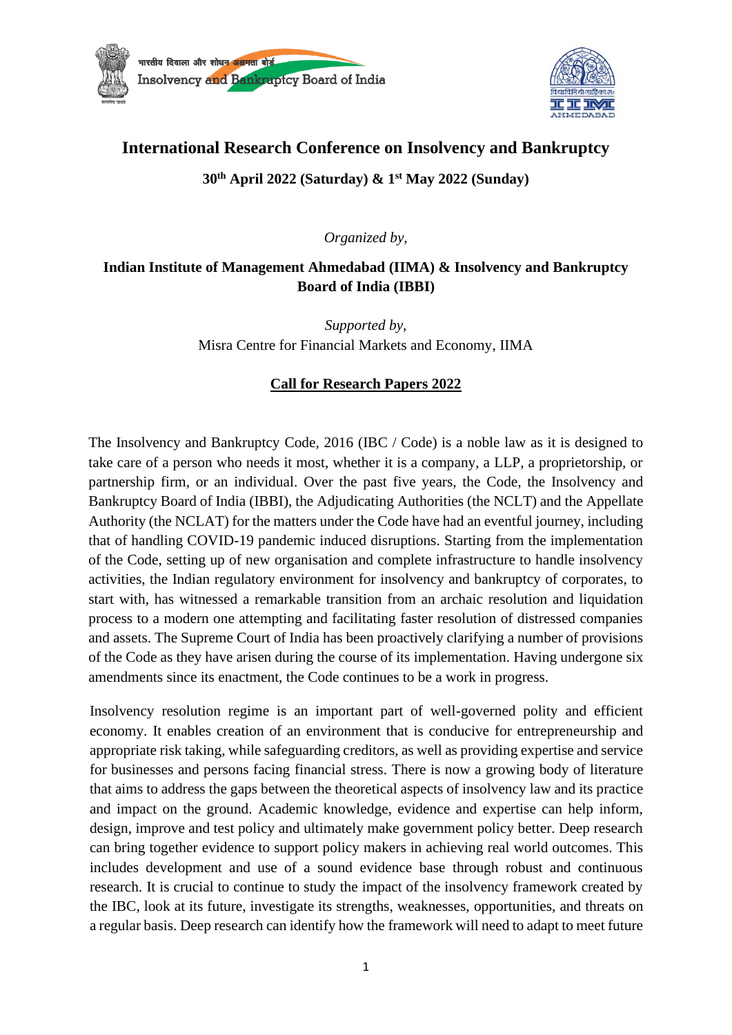भारतीय दिवाला और शोधन अक्षमता बोर्ड
Insolvency and Bankruptcy Board of India

# International Research Conference on Insolvency and Bankruptcy

**30th April 2022 (Saturday) & 1st May 2022 (Sunday)**

*Organized by,*

**Indian Institute of Management Ahmedabad (IIMA) & Insolvency and Bankruptcy Board of India (IBBI)**

*Supported by,*
Misra Centre for Financial Markets and Economy, IIMA

## Call for Research Papers 2022

The Insolvency and Bankruptcy Code, 2016 (IBC / Code) is a noble law as it is designed to take care of a person who needs it most, whether it is a company, a LLP, a proprietorship, or partnership firm, or an individual. Over the past five years, the Code, the Insolvency and Bankruptcy Board of India (IBBI), the Adjudicating Authorities (the NCLT) and the Appellate Authority (the NCLAT) for the matters under the Code have had an eventful journey, including that of handling COVID-19 pandemic induced disruptions. Starting from the implementation of the Code, setting up of new organisation and complete infrastructure to handle insolvency activities, the Indian regulatory environment for insolvency and bankruptcy of corporates, to start with, has witnessed a remarkable transition from an archaic resolution and liquidation process to a modern one attempting and facilitating faster resolution of distressed companies and assets. The Supreme Court of India has been proactively clarifying a number of provisions of the Code as they have arisen during the course of its implementation. Having undergone six amendments since its enactment, the Code continues to be a work in progress.

Insolvency resolution regime is an important part of well-governed polity and efficient economy. It enables creation of an environment that is conducive for entrepreneurship and appropriate risk taking, while safeguarding creditors, as well as providing expertise and service for businesses and persons facing financial stress. There is now a growing body of literature that aims to address the gaps between the theoretical aspects of insolvency law and its practice and impact on the ground. Academic knowledge, evidence and expertise can help inform, design, improve and test policy and ultimately make government policy better. Deep research can bring together evidence to support policy makers in achieving real world outcomes. This includes development and use of a sound evidence base through robust and continuous research. It is crucial to continue to study the impact of the insolvency framework created by the IBC, look at its future, investigate its strengths, weaknesses, opportunities, and threats on a regular basis. Deep research can identify how the framework will need to adapt to meet future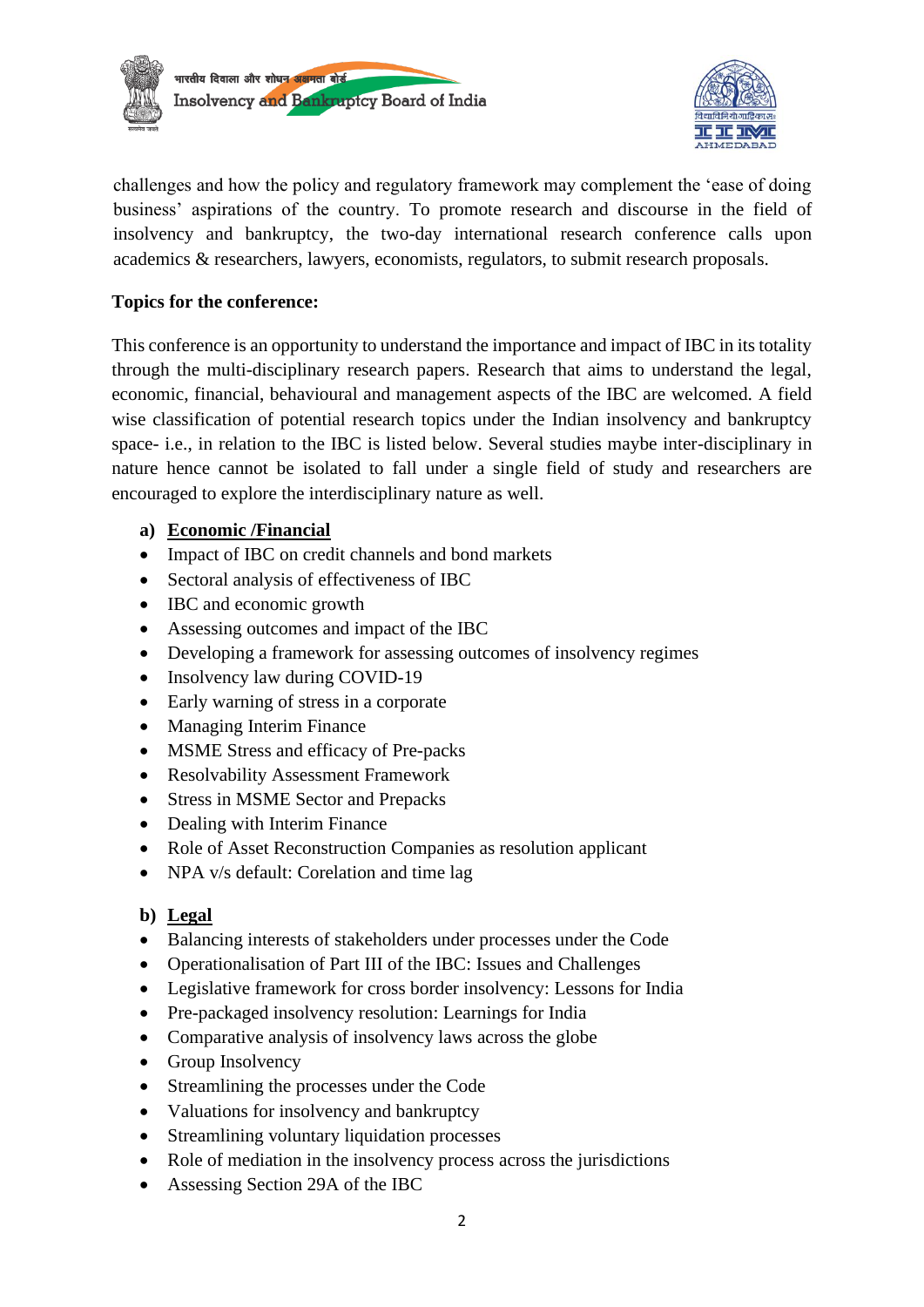challenges and how the policy and regulatory framework may complement the 'ease of doing business' aspirations of the country. To promote research and discourse in the field of insolvency and bankruptcy, the two-day international research conference calls upon academics & researchers, lawyers, economists, regulators, to submit research proposals.

**Topics for the conference:**

This conference is an opportunity to understand the importance and impact of IBC in its totality through the multi-disciplinary research papers. Research that aims to understand the legal, economic, financial, behavioural and management aspects of the IBC are welcomed. A field wise classification of potential research topics under the Indian insolvency and bankruptcy space- i.e., in relation to the IBC is listed below. Several studies maybe inter-disciplinary in nature hence cannot be isolated to fall under a single field of study and researchers are encouraged to explore the interdisciplinary nature as well.

**a) <u>Economic /Financial</u>**

- Impact of IBC on credit channels and bond markets
- Sectoral analysis of effectiveness of IBC
- IBC and economic growth
- Assessing outcomes and impact of the IBC
- Developing a framework for assessing outcomes of insolvency regimes
- Insolvency law during COVID-19
- Early warning of stress in a corporate
- Managing Interim Finance
- MSME Stress and efficacy of Pre-packs
- Resolvability Assessment Framework
- Stress in MSME Sector and Prepacks
- Dealing with Interim Finance
- Role of Asset Reconstruction Companies as resolution applicant
- NPA v/s default: Corelation and time lag

**b) <u>Legal</u>**

- Balancing interests of stakeholders under processes under the Code
- Operationalisation of Part III of the IBC: Issues and Challenges
- Legislative framework for cross border insolvency: Lessons for India
- Pre-packaged insolvency resolution: Learnings for India
- Comparative analysis of insolvency laws across the globe
- Group Insolvency
- Streamlining the processes under the Code
- Valuations for insolvency and bankruptcy
- Streamlining voluntary liquidation processes
- Role of mediation in the insolvency process across the jurisdictions
- Assessing Section 29A of the IBC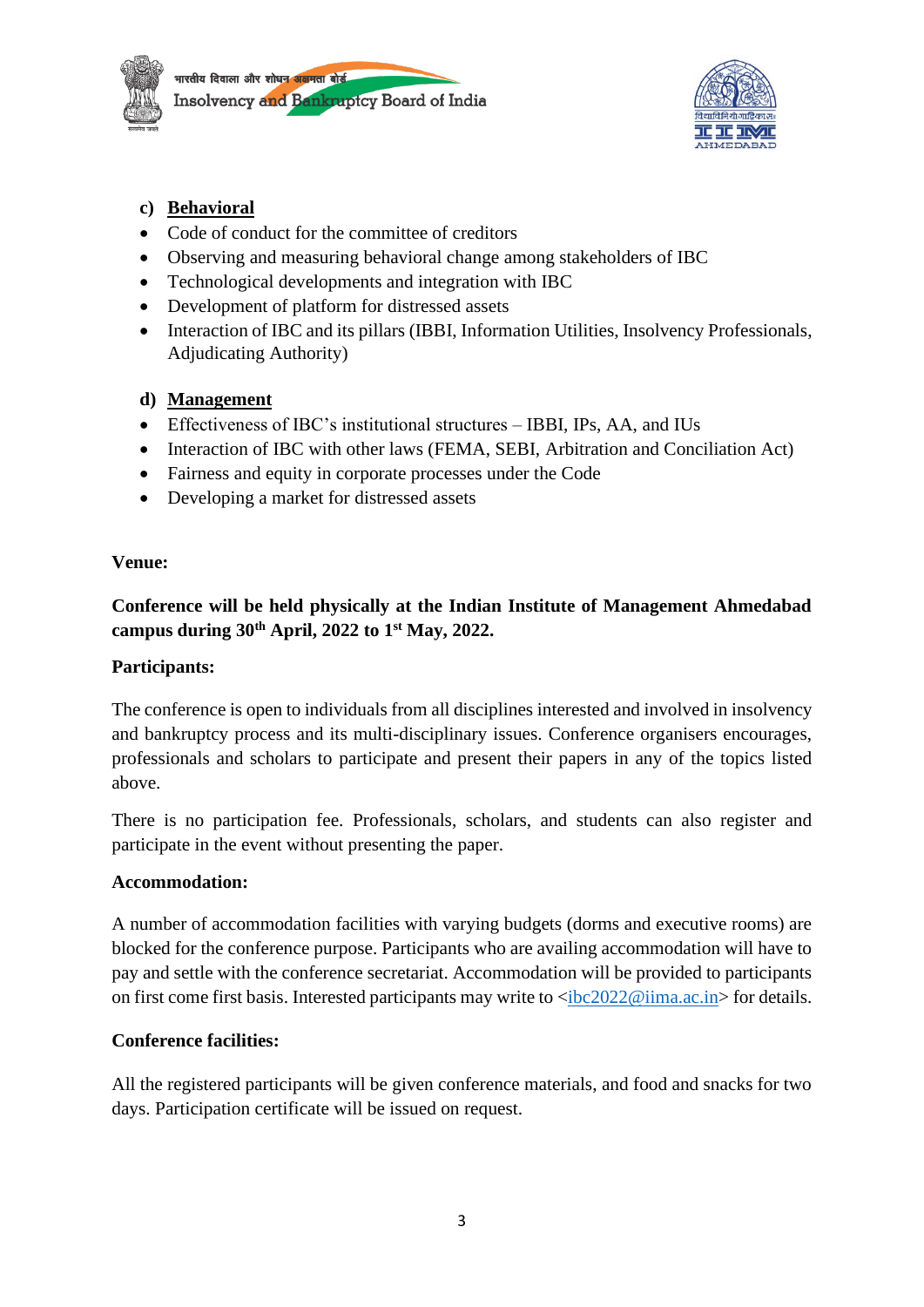**c) Behavioral**

- Code of conduct for the committee of creditors
- Observing and measuring behavioral change among stakeholders of IBC
- Technological developments and integration with IBC
- Development of platform for distressed assets
- Interaction of IBC and its pillars (IBBI, Information Utilities, Insolvency Professionals, Adjudicating Authority)

**d) Management**

- Effectiveness of IBC's institutional structures – IBBI, IPs, AA, and IUs
- Interaction of IBC with other laws (FEMA, SEBI, Arbitration and Conciliation Act)
- Fairness and equity in corporate processes under the Code
- Developing a market for distressed assets

**Venue:**

**Conference will be held physically at the Indian Institute of Management Ahmedabad campus during 30th April, 2022 to 1st May, 2022.**

**Participants:**

The conference is open to individuals from all disciplines interested and involved in insolvency and bankruptcy process and its multi-disciplinary issues. Conference organisers encourages, professionals and scholars to participate and present their papers in any of the topics listed above.

There is no participation fee. Professionals, scholars, and students can also register and participate in the event without presenting the paper.

**Accommodation:**

A number of accommodation facilities with varying budgets (dorms and executive rooms) are blocked for the conference purpose. Participants who are availing accommodation will have to pay and settle with the conference secretariat. Accommodation will be provided to participants on first come first basis. Interested participants may write to <ibc2022@iima.ac.in> for details.

**Conference facilities:**

All the registered participants will be given conference materials, and food and snacks for two days. Participation certificate will be issued on request.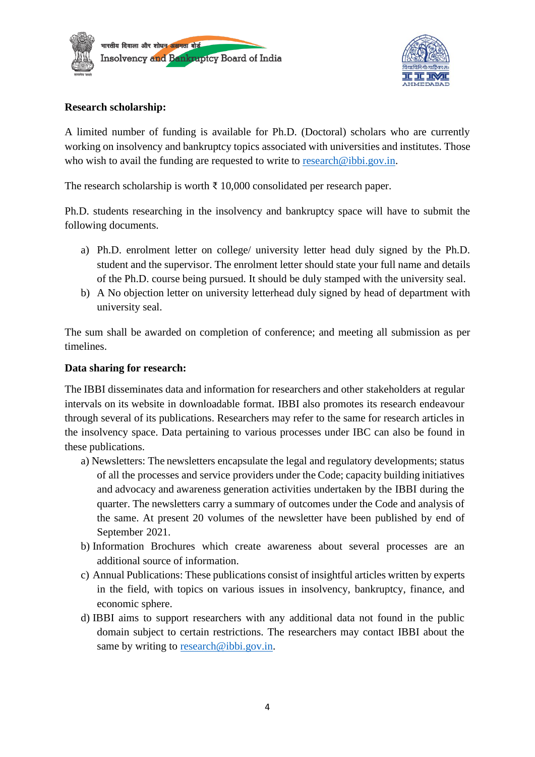**Research scholarship:**

A limited number of funding is available for Ph.D. (Doctoral) scholars who are currently working on insolvency and bankruptcy topics associated with universities and institutes. Those who wish to avail the funding are requested to write to research@ibbi.gov.in.

The research scholarship is worth ₹ 10,000 consolidated per research paper.

Ph.D. students researching in the insolvency and bankruptcy space will have to submit the following documents.

a) Ph.D. enrolment letter on college/ university letter head duly signed by the Ph.D. student and the supervisor. The enrolment letter should state your full name and details of the Ph.D. course being pursued. It should be duly stamped with the university seal.
b) A No objection letter on university letterhead duly signed by head of department with university seal.

The sum shall be awarded on completion of conference; and meeting all submission as per timelines.

**Data sharing for research:**

The IBBI disseminates data and information for researchers and other stakeholders at regular intervals on its website in downloadable format. IBBI also promotes its research endeavour through several of its publications. Researchers may refer to the same for research articles in the insolvency space. Data pertaining to various processes under IBC can also be found in these publications.

a) Newsletters: The newsletters encapsulate the legal and regulatory developments; status of all the processes and service providers under the Code; capacity building initiatives and advocacy and awareness generation activities undertaken by the IBBI during the quarter. The newsletters carry a summary of outcomes under the Code and analysis of the same. At present 20 volumes of the newsletter have been published by end of September 2021.
b) Information Brochures which create awareness about several processes are an additional source of information.
c) Annual Publications: These publications consist of insightful articles written by experts in the field, with topics on various issues in insolvency, bankruptcy, finance, and economic sphere.
d) IBBI aims to support researchers with any additional data not found in the public domain subject to certain restrictions. The researchers may contact IBBI about the same by writing to research@ibbi.gov.in.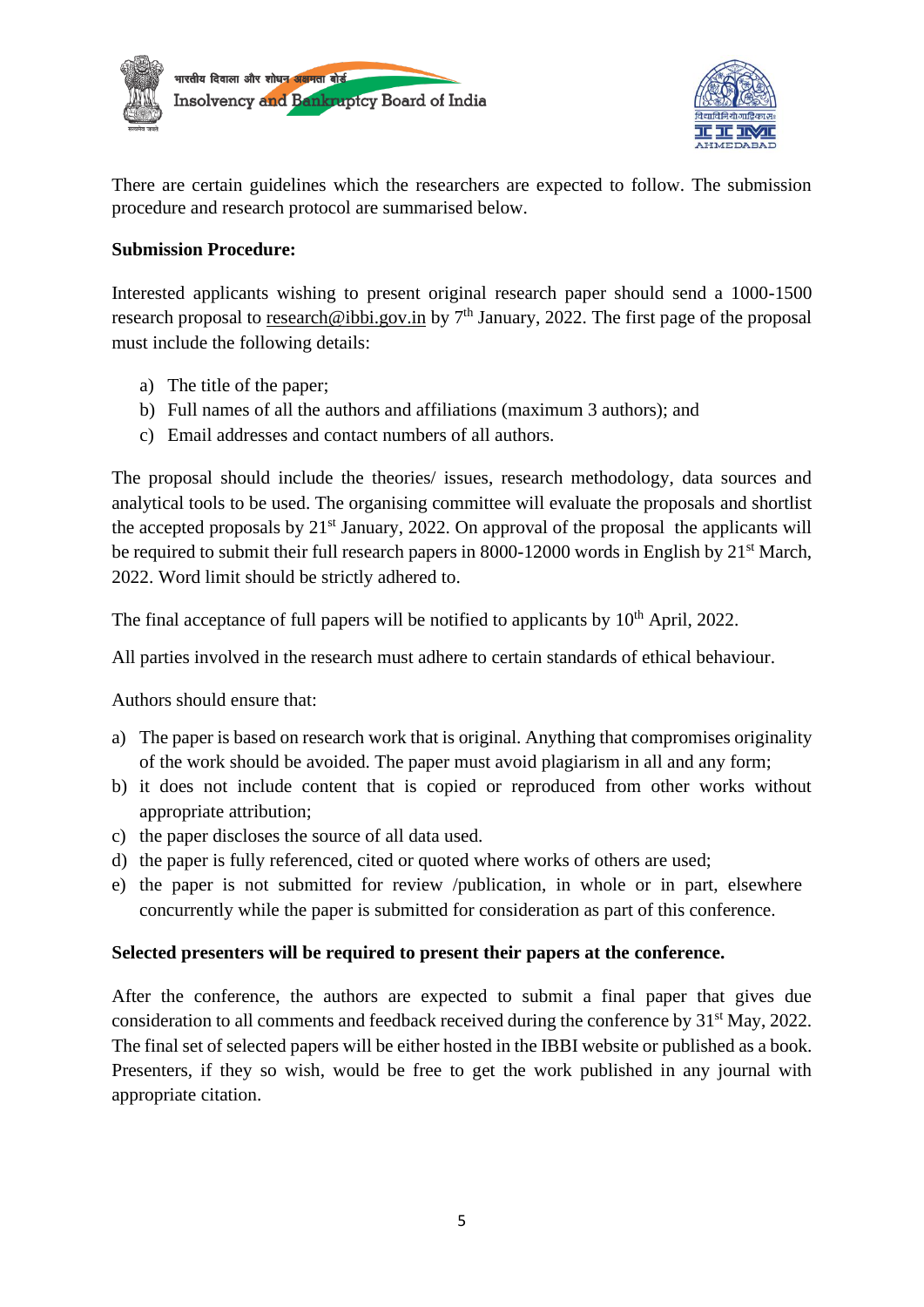There are certain guidelines which the researchers are expected to follow. The submission procedure and research protocol are summarised below.

**Submission Procedure:**

Interested applicants wishing to present original research paper should send a 1000-1500 research proposal to research@ibbi.gov.in by 7th January, 2022. The first page of the proposal must include the following details:

a) The title of the paper;
b) Full names of all the authors and affiliations (maximum 3 authors); and
c) Email addresses and contact numbers of all authors.

The proposal should include the theories/ issues, research methodology, data sources and analytical tools to be used. The organising committee will evaluate the proposals and shortlist the accepted proposals by 21st January, 2022. On approval of the proposal the applicants will be required to submit their full research papers in 8000-12000 words in English by 21st March, 2022. Word limit should be strictly adhered to.

The final acceptance of full papers will be notified to applicants by 10th April, 2022.

All parties involved in the research must adhere to certain standards of ethical behaviour.

Authors should ensure that:

a) The paper is based on research work that is original. Anything that compromises originality of the work should be avoided. The paper must avoid plagiarism in all and any form;
b) it does not include content that is copied or reproduced from other works without appropriate attribution;
c) the paper discloses the source of all data used.
d) the paper is fully referenced, cited or quoted where works of others are used;
e) the paper is not submitted for review /publication, in whole or in part, elsewhere concurrently while the paper is submitted for consideration as part of this conference.

**Selected presenters will be required to present their papers at the conference.**

After the conference, the authors are expected to submit a final paper that gives due consideration to all comments and feedback received during the conference by 31st May, 2022. The final set of selected papers will be either hosted in the IBBI website or published as a book. Presenters, if they so wish, would be free to get the work published in any journal with appropriate citation.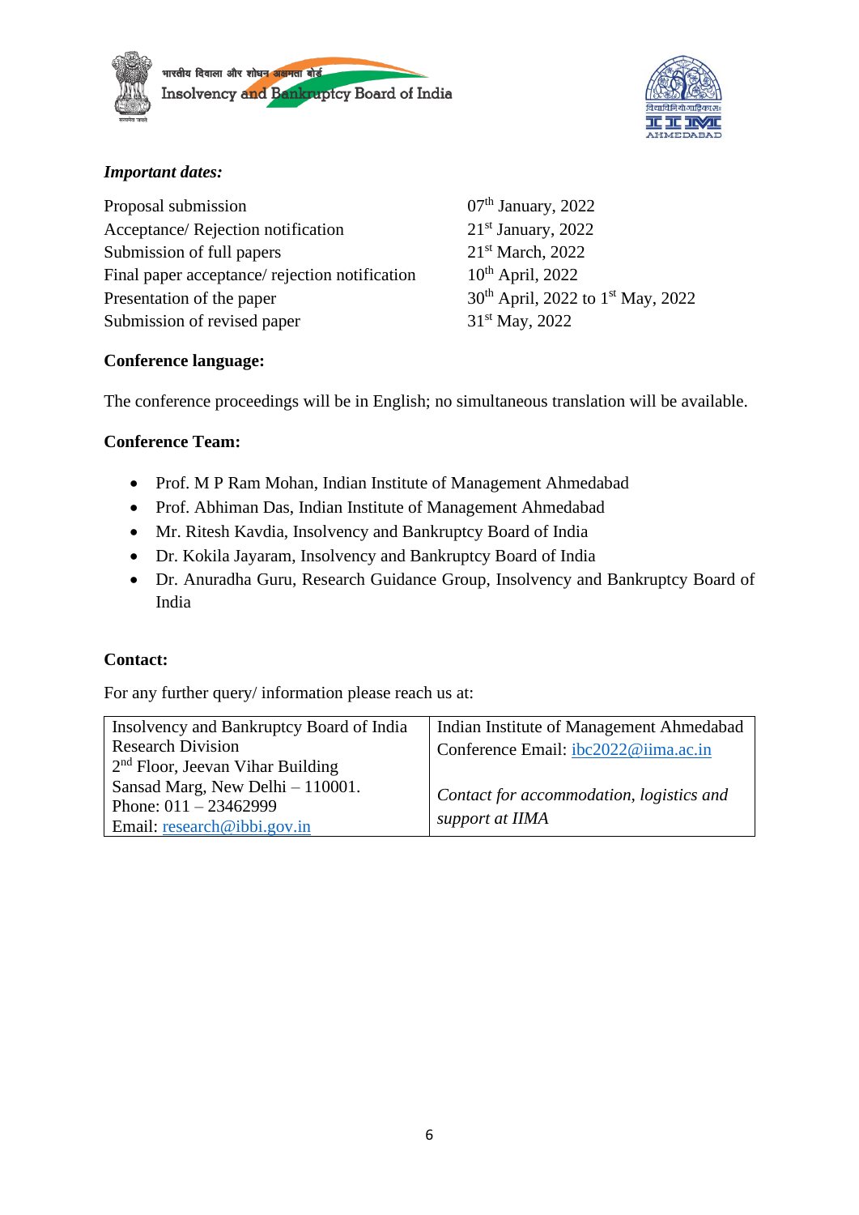*Important dates:*

| | |
|---|---|
| Proposal submission | 07th January, 2022 |
| Acceptance/ Rejection notification | 21st January, 2022 |
| Submission of full papers | 21st March, 2022 |
| Final paper acceptance/ rejection notification | 10th April, 2022 |
| Presentation of the paper | 30th April, 2022 to 1st May, 2022 |
| Submission of revised paper | 31st May, 2022 |

**Conference language:**

The conference proceedings will be in English; no simultaneous translation will be available.

**Conference Team:**

- Prof. M P Ram Mohan, Indian Institute of Management Ahmedabad
- Prof. Abhiman Das, Indian Institute of Management Ahmedabad
- Mr. Ritesh Kavdia, Insolvency and Bankruptcy Board of India
- Dr. Kokila Jayaram, Insolvency and Bankruptcy Board of India
- Dr. Anuradha Guru, Research Guidance Group, Insolvency and Bankruptcy Board of India

**Contact:**

For any further query/ information please reach us at:

| | |
|---|---|
| Insolvency and Bankruptcy Board of India<br>Research Division<br>2nd Floor, Jeevan Vihar Building<br>Sansad Marg, New Delhi – 110001.<br>Phone: 011 – 23462999<br>Email: research@ibbi.gov.in | Indian Institute of Management Ahmedabad<br>Conference Email: ibc2022@iima.ac.in<br><br>*Contact for accommodation, logistics and support at IIMA* |